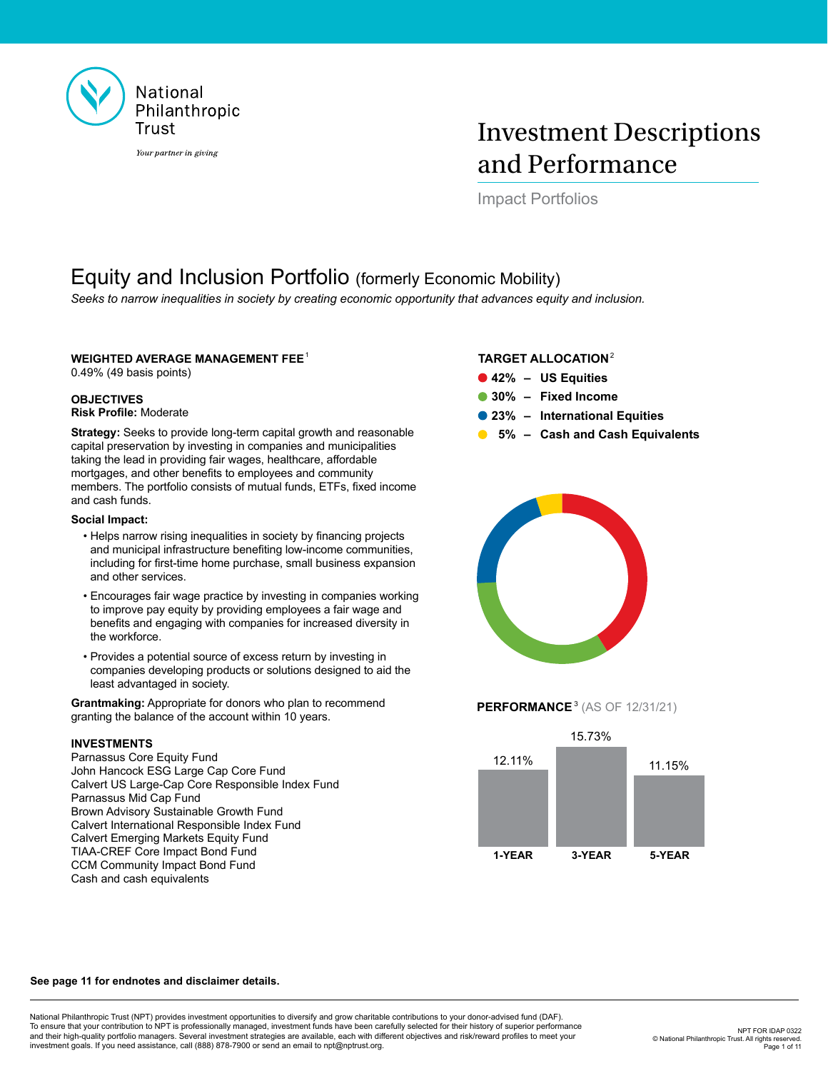National Philanthropic Trust

*Your partner in giving*

# Investment Descriptions and Performance

Impact Portfolios

## Equity and Inclusion Portfolio (formerly Economic Mobility)

*Seeks to narrow inequalities in society by creating economic opportunity that advances equity and inclusion.*

**WEIGHTED AVERAGE MANAGEMENT FEE** [1]
0.49% (49 basis points)

**OBJECTIVES**
**Risk Profile:** Moderate

**Strategy:** Seeks to provide long-term capital growth and reasonable capital preservation by investing in companies and municipalities taking the lead in providing fair wages, healthcare, affordable mortgages, and other benefits to employees and community members. The portfolio consists of mutual funds, ETFs, fixed income and cash funds.

**Social Impact:**

- Helps narrow rising inequalities in society by financing projects and municipal infrastructure benefiting low-income communities, including for first-time home purchase, small business expansion and other services.
- Encourages fair wage practice by investing in companies working to improve pay equity by providing employees a fair wage and benefits and engaging with companies for increased diversity in the workforce.
- Provides a potential source of excess return by investing in companies developing products or solutions designed to aid the least advantaged in society.

**Grantmaking:** Appropriate for donors who plan to recommend granting the balance of the account within 10 years.

**INVESTMENTS**
Parnassus Core Equity Fund
John Hancock ESG Large Cap Core Fund
Calvert US Large-Cap Core Responsible Index Fund
Parnassus Mid Cap Fund
Brown Advisory Sustainable Growth Fund
Calvert International Responsible Index Fund
Calvert Emerging Markets Equity Fund
TIAA-CREF Core Impact Bond Fund
CCM Community Impact Bond Fund
Cash and cash equivalents

**TARGET ALLOCATION** [2]

- **42% – US Equities**
- **30% – Fixed Income**
- **23% – International Equities**
- **5% – Cash and Cash Equivalents**

**PERFORMANCE** [3] (AS OF 12/31/21)

| 1-YEAR | 3-YEAR | 5-YEAR |
| --- | --- | --- |
| 12.11% | 15.73% | 11.15% |

**See page 11 for endnotes and disclaimer details.**

National Philanthropic Trust (NPT) provides investment opportunities to diversify and grow charitable contributions to your donor-advised fund (DAF). To ensure that your contribution to NPT is professionally managed, investment funds have been carefully selected for their history of superior performance and their high-quality portfolio managers. Several investment strategies are available, each with different objectives and risk/reward profiles to meet your investment goals. If you need assistance, call (888) 878-7900 or send an email to npt@nptrust.org.

NPT FOR IDAP 0322
© National Philanthropic Trust. All rights reserved.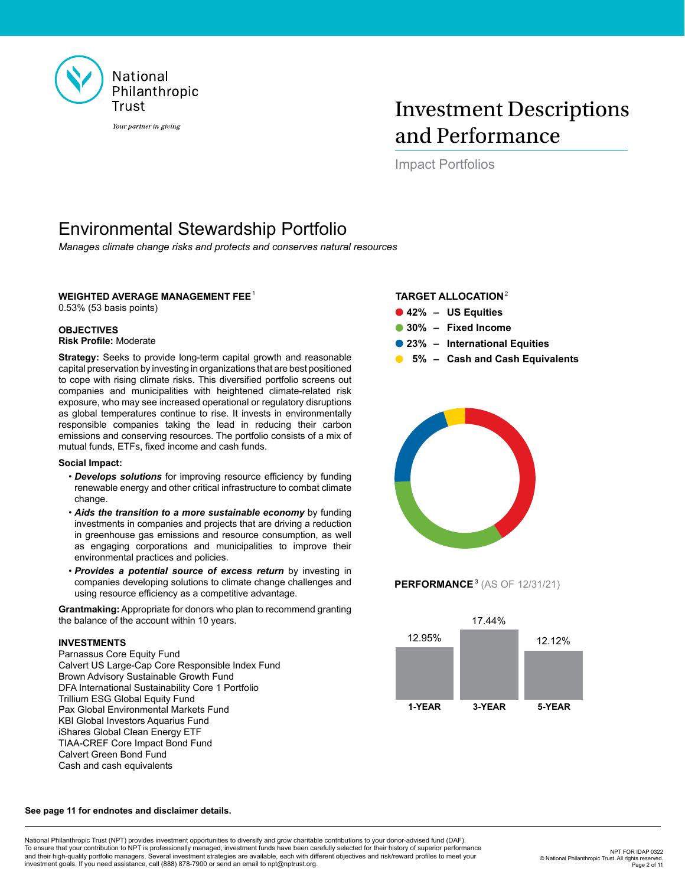National Philanthropic Trust

*Your partner in giving*

# Investment Descriptions and Performance

Impact Portfolios

## Environmental Stewardship Portfolio

*Manages climate change risks and protects and conserves natural resources*

**WEIGHTED AVERAGE MANAGEMENT FEE** [1]

0.53% (53 basis points)

**OBJECTIVES**

**Risk Profile:** Moderate

**Strategy:** Seeks to provide long-term capital growth and reasonable capital preservation by investing in organizations that are best positioned to cope with rising climate risks. This diversified portfolio screens out companies and municipalities with heightened climate-related risk exposure, who may see increased operational or regulatory disruptions as global temperatures continue to rise. It invests in environmentally responsible companies taking the lead in reducing their carbon emissions and conserving resources. The portfolio consists of a mix of mutual funds, ETFs, fixed income and cash funds.

**Social Impact:**

- ***Develops solutions*** for improving resource efficiency by funding renewable energy and other critical infrastructure to combat climate change.
- ***Aids the transition to a more sustainable economy*** by funding investments in companies and projects that are driving a reduction in greenhouse gas emissions and resource consumption, as well as engaging corporations and municipalities to improve their environmental practices and policies.
- ***Provides a potential source of excess return*** by investing in companies developing solutions to climate change challenges and using resource efficiency as a competitive advantage.

**Grantmaking:** Appropriate for donors who plan to recommend granting the balance of the account within 10 years.

**INVESTMENTS**

Parnassus Core Equity Fund
Calvert US Large-Cap Core Responsible Index Fund
Brown Advisory Sustainable Growth Fund
DFA International Sustainability Core 1 Portfolio
Trillium ESG Global Equity Fund
Pax Global Environmental Markets Fund
KBI Global Investors Aquarius Fund
iShares Global Clean Energy ETF
TIAA-CREF Core Impact Bond Fund
Calvert Green Bond Fund
Cash and cash equivalents

**TARGET ALLOCATION** [2]

- **42% – US Equities**
- **30% – Fixed Income**
- **23% – International Equities**
- **5% – Cash and Cash Equivalents**

**PERFORMANCE** [3] (AS OF 12/31/21)

| 1-YEAR | 3-YEAR | 5-YEAR |
|---|---|---|
| 12.95% | 17.44% | 12.12% |

**See page 11 for endnotes and disclaimer details.**

National Philanthropic Trust (NPT) provides investment opportunities to diversify and grow charitable contributions to your donor-advised fund (DAF). To ensure that your contribution to NPT is professionally managed, investment funds have been carefully selected for their history of superior performance and their high-quality portfolio managers. Several investment strategies are available, each with different objectives and risk/reward profiles to meet your investment goals. If you need assistance, call (888) 878-7900 or send an email to npt@nptrust.org.

NPT FOR IDAP 0322
© National Philanthropic Trust. All rights reserved.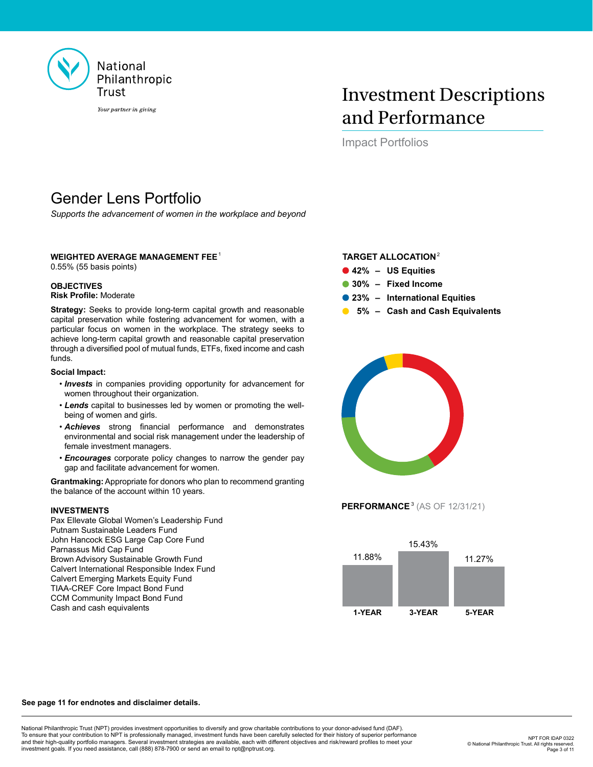National Philanthropic Trust

*Your partner in giving*

# Investment Descriptions and Performance

Impact Portfolios

## Gender Lens Portfolio

*Supports the advancement of women in the workplace and beyond*

**WEIGHTED AVERAGE MANAGEMENT FEE**[1]
0.55% (55 basis points)

**OBJECTIVES**
**Risk Profile:** Moderate

**Strategy:** Seeks to provide long-term capital growth and reasonable capital preservation while fostering advancement for women, with a particular focus on women in the workplace. The strategy seeks to achieve long-term capital growth and reasonable capital preservation through a diversified pool of mutual funds, ETFs, fixed income and cash funds.

**Social Impact:**

- ***Invests*** in companies providing opportunity for advancement for women throughout their organization.
- ***Lends*** capital to businesses led by women or promoting the well-being of women and girls.
- ***Achieves*** strong financial performance and demonstrates environmental and social risk management under the leadership of female investment managers.
- ***Encourages*** corporate policy changes to narrow the gender pay gap and facilitate advancement for women.

**Grantmaking:** Appropriate for donors who plan to recommend granting the balance of the account within 10 years.

**INVESTMENTS**
Pax Ellevate Global Women's Leadership Fund
Putnam Sustainable Leaders Fund
John Hancock ESG Large Cap Core Fund
Parnassus Mid Cap Fund
Brown Advisory Sustainable Growth Fund
Calvert International Responsible Index Fund
Calvert Emerging Markets Equity Fund
TIAA-CREF Core Impact Bond Fund
CCM Community Impact Bond Fund
Cash and cash equivalents

**TARGET ALLOCATION**[2]

- **42% – US Equities**
- **30% – Fixed Income**
- **23% – International Equities**
- **5% – Cash and Cash Equivalents**

**PERFORMANCE**[3] (AS OF 12/31/21)

| 1-YEAR | 3-YEAR | 5-YEAR |
|---|---|---|
| 11.88% | 15.43% | 11.27% |

**See page 11 for endnotes and disclaimer details.**

National Philanthropic Trust (NPT) provides investment opportunities to diversify and grow charitable contributions to your donor-advised fund (DAF). To ensure that your contribution to NPT is professionally managed, investment funds have been carefully selected for their history of superior performance and their high-quality portfolio managers. Several investment strategies are available, each with different objectives and risk/reward profiles to meet your investment goals. If you need assistance, call (888) 878-7900 or send an email to npt@nptrust.org.

NPT FOR IDAP 0322
© National Philanthropic Trust. All rights reserved.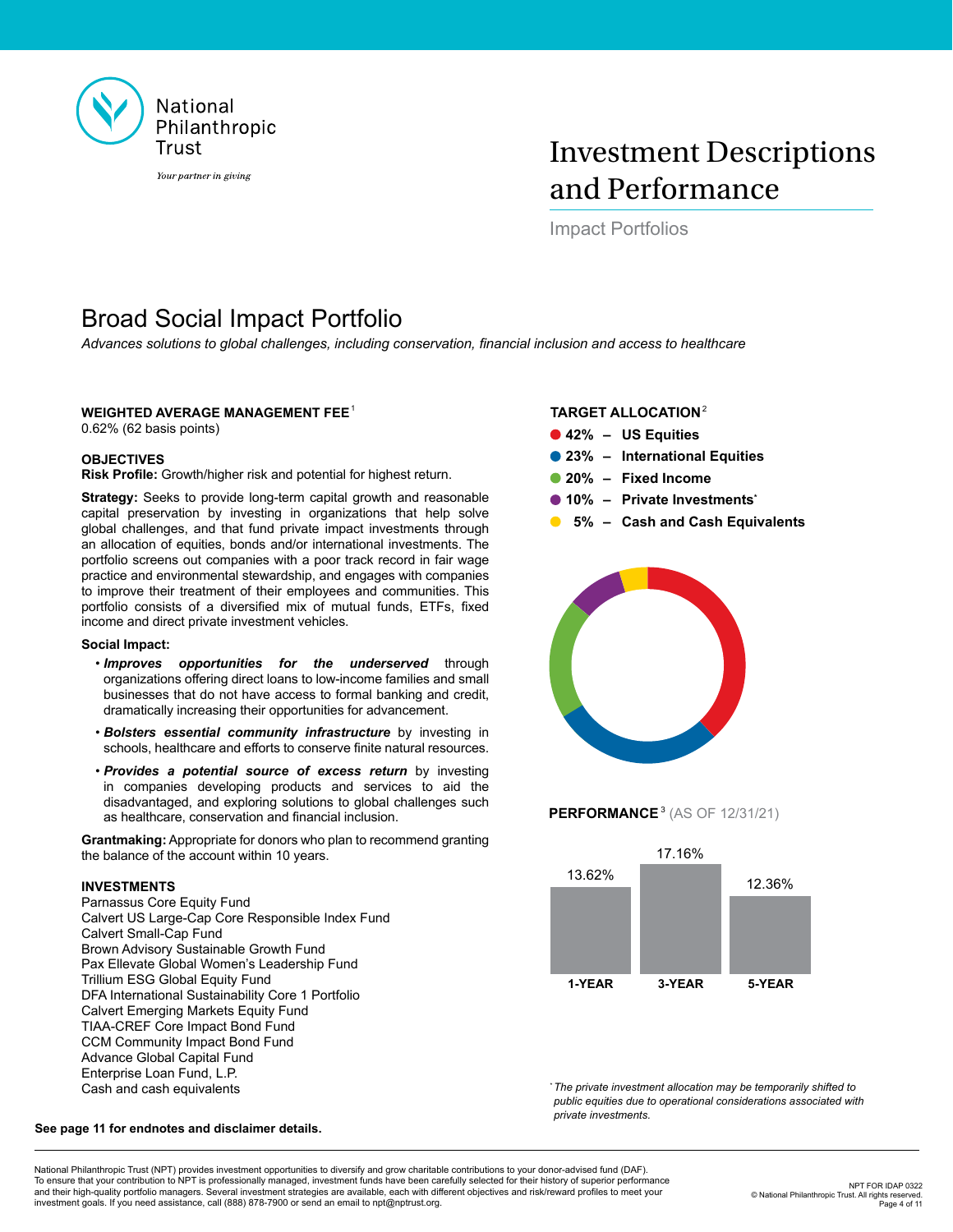# Investment Descriptions and Performance

Impact Portfolios

## Broad Social Impact Portfolio

*Advances solutions to global challenges, including conservation, financial inclusion and access to healthcare*

**WEIGHTED AVERAGE MANAGEMENT FEE**[1]
0.62% (62 basis points)

**OBJECTIVES**
**Risk Profile:** Growth/higher risk and potential for highest return.

**Strategy:** Seeks to provide long-term capital growth and reasonable capital preservation by investing in organizations that help solve global challenges, and that fund private impact investments through an allocation of equities, bonds and/or international investments. The portfolio screens out companies with a poor track record in fair wage practice and environmental stewardship, and engages with companies to improve their treatment of their employees and communities. This portfolio consists of a diversified mix of mutual funds, ETFs, fixed income and direct private investment vehicles.

**Social Impact:**

- ***Improves opportunities for the underserved*** through organizations offering direct loans to low-income families and small businesses that do not have access to formal banking and credit, dramatically increasing their opportunities for advancement.
- ***Bolsters essential community infrastructure*** by investing in schools, healthcare and efforts to conserve finite natural resources.
- ***Provides a potential source of excess return*** by investing in companies developing products and services to aid the disadvantaged, and exploring solutions to global challenges such as healthcare, conservation and financial inclusion.

**Grantmaking:** Appropriate for donors who plan to recommend granting the balance of the account within 10 years.

**INVESTMENTS**
Parnassus Core Equity Fund
Calvert US Large-Cap Core Responsible Index Fund
Calvert Small-Cap Fund
Brown Advisory Sustainable Growth Fund
Pax Ellevate Global Women's Leadership Fund
Trillium ESG Global Equity Fund
DFA International Sustainability Core 1 Portfolio
Calvert Emerging Markets Equity Fund
TIAA-CREF Core Impact Bond Fund
CCM Community Impact Bond Fund
Advance Global Capital Fund
Enterprise Loan Fund, L.P.
Cash and cash equivalents

**TARGET ALLOCATION**[2]

- **42% – US Equities**
- **23% – International Equities**
- **20% – Fixed Income**
- **10% – Private Investments***
- **5% – Cash and Cash Equivalents**

**PERFORMANCE**[3] (AS OF 12/31/21)

| 1-YEAR | 3-YEAR | 5-YEAR |
|---|---|---|
| 13.62% | 17.16% | 12.36% |

*\*The private investment allocation may be temporarily shifted to public equities due to operational considerations associated with private investments.*

**See page 11 for endnotes and disclaimer details.**

National Philanthropic Trust (NPT) provides investment opportunities to diversify and grow charitable contributions to your donor-advised fund (DAF). To ensure that your contribution to NPT is professionally managed, investment funds have been carefully selected for their history of superior performance and their high-quality portfolio managers. Several investment strategies are available, each with different objectives and risk/reward profiles to meet your investment goals. If you need assistance, call (888) 878-7900 or send an email to npt@nptrust.org.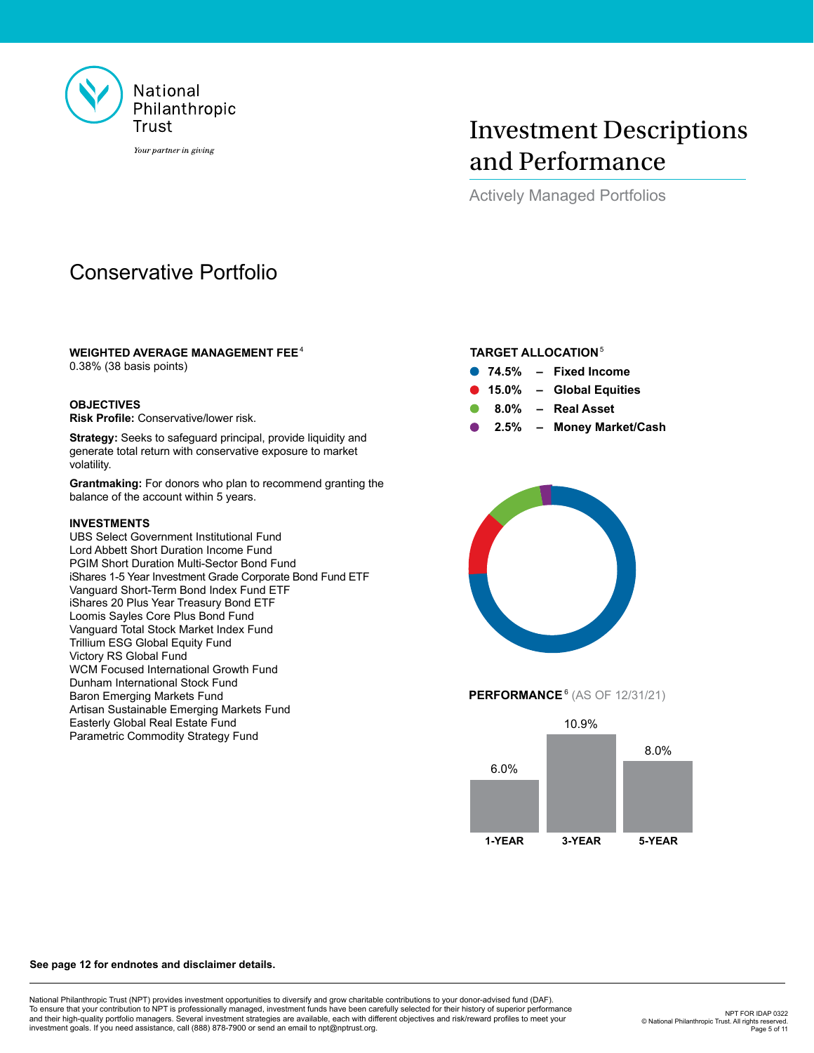National Philanthropic Trust

*Your partner in giving*

# Investment Descriptions and Performance

Actively Managed Portfolios

## Conservative Portfolio

**WEIGHTED AVERAGE MANAGEMENT FEE**[4]
0.38% (38 basis points)

**OBJECTIVES**
**Risk Profile:** Conservative/lower risk.

**Strategy:** Seeks to safeguard principal, provide liquidity and generate total return with conservative exposure to market volatility.

**Grantmaking:** For donors who plan to recommend granting the balance of the account within 5 years.

**INVESTMENTS**
UBS Select Government Institutional Fund
Lord Abbett Short Duration Income Fund
PGIM Short Duration Multi-Sector Bond Fund
iShares 1-5 Year Investment Grade Corporate Bond Fund ETF
Vanguard Short-Term Bond Index Fund ETF
iShares 20 Plus Year Treasury Bond ETF
Loomis Sayles Core Plus Bond Fund
Vanguard Total Stock Market Index Fund
Trillium ESG Global Equity Fund
Victory RS Global Fund
WCM Focused International Growth Fund
Dunham International Stock Fund
Baron Emerging Markets Fund
Artisan Sustainable Emerging Markets Fund
Easterly Global Real Estate Fund
Parametric Commodity Strategy Fund

**TARGET ALLOCATION**[5]

- **74.5% – Fixed Income**
- **15.0% – Global Equities**
- **8.0% – Real Asset**
- **2.5% – Money Market/Cash**

**PERFORMANCE**[6] (AS OF 12/31/21)

| 1-YEAR | 3-YEAR | 5-YEAR |
|---|---|---|
| 6.0% | 10.9% | 8.0% |

**See page 12 for endnotes and disclaimer details.**

National Philanthropic Trust (NPT) provides investment opportunities to diversify and grow charitable contributions to your donor-advised fund (DAF). To ensure that your contribution to NPT is professionally managed, investment funds have been carefully selected for their history of superior performance and their high-quality portfolio managers. Several investment strategies are available, each with different objectives and risk/reward profiles to meet your investment goals. If you need assistance, call (888) 878-7900 or send an email to npt@nptrust.org.

NPT FOR IDAP 0322
© National Philanthropic Trust. All rights reserved.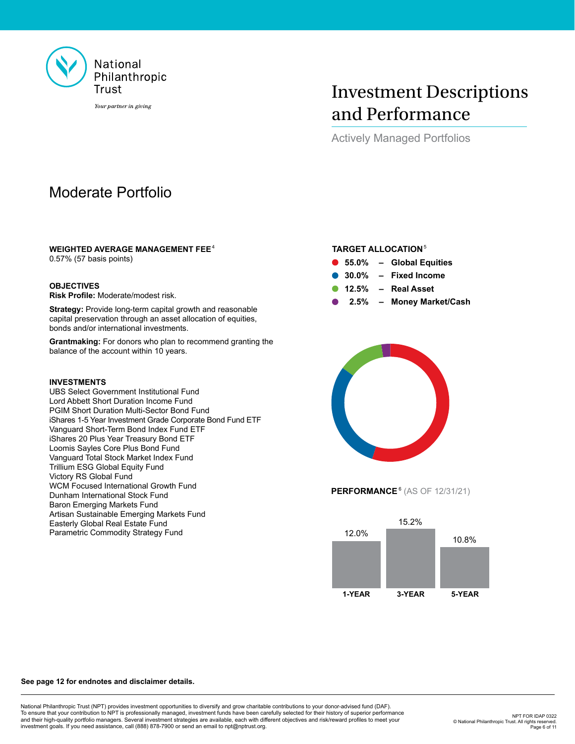National Philanthropic Trust

*Your partner in giving*

# Investment Descriptions and Performance

Actively Managed Portfolios

## Moderate Portfolio

**WEIGHTED AVERAGE MANAGEMENT FEE** [4]
0.57% (57 basis points)

**OBJECTIVES**

**Risk Profile:** Moderate/modest risk.

**Strategy:** Provide long-term capital growth and reasonable capital preservation through an asset allocation of equities, bonds and/or international investments.

**Grantmaking:** For donors who plan to recommend granting the balance of the account within 10 years.

**INVESTMENTS**

UBS Select Government Institutional Fund
Lord Abbett Short Duration Income Fund
PGIM Short Duration Multi-Sector Bond Fund
iShares 1-5 Year Investment Grade Corporate Bond Fund ETF
Vanguard Short-Term Bond Index Fund ETF
iShares 20 Plus Year Treasury Bond ETF
Loomis Sayles Core Plus Bond Fund
Vanguard Total Stock Market Index Fund
Trillium ESG Global Equity Fund
Victory RS Global Fund
WCM Focused International Growth Fund
Dunham International Stock Fund
Baron Emerging Markets Fund
Artisan Sustainable Emerging Markets Fund
Easterly Global Real Estate Fund
Parametric Commodity Strategy Fund

**TARGET ALLOCATION** [5]

- **55.0% – Global Equities**
- **30.0% – Fixed Income**
- **12.5% – Real Asset**
- **2.5% – Money Market/Cash**

**PERFORMANCE** [6] (AS OF 12/31/21)

| 1-YEAR | 3-YEAR | 5-YEAR |
|---|---|---|
| 12.0% | 15.2% | 10.8% |

**See page 12 for endnotes and disclaimer details.**

National Philanthropic Trust (NPT) provides investment opportunities to diversify and grow charitable contributions to your donor-advised fund (DAF). To ensure that your contribution to NPT is professionally managed, investment funds have been carefully selected for their history of superior performance and their high-quality portfolio managers. Several investment strategies are available, each with different objectives and risk/reward profiles to meet your investment goals. If you need assistance, call (888) 878-7900 or send an email to npt@nptrust.org.

NPT FOR IDAP 0322
© National Philanthropic Trust. All rights reserved.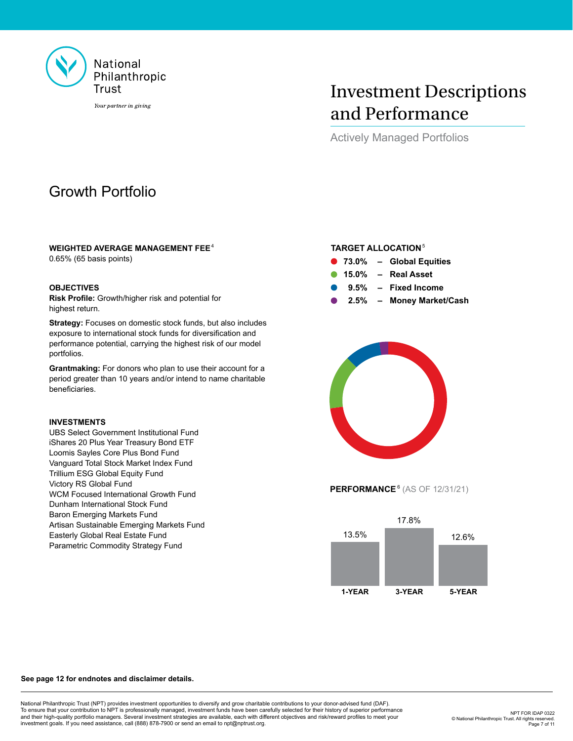National Philanthropic Trust

*Your partner in giving*

# Investment Descriptions and Performance

Actively Managed Portfolios

## Growth Portfolio

**WEIGHTED AVERAGE MANAGEMENT FEE** [4]
0.65% (65 basis points)

**OBJECTIVES**

**Risk Profile:** Growth/higher risk and potential for highest return.

**Strategy:** Focuses on domestic stock funds, but also includes exposure to international stock funds for diversification and performance potential, carrying the highest risk of our model portfolios.

**Grantmaking:** For donors who plan to use their account for a period greater than 10 years and/or intend to name charitable beneficiaries.

**INVESTMENTS**

UBS Select Government Institutional Fund
iShares 20 Plus Year Treasury Bond ETF
Loomis Sayles Core Plus Bond Fund
Vanguard Total Stock Market Index Fund
Trillium ESG Global Equity Fund
Victory RS Global Fund
WCM Focused International Growth Fund
Dunham International Stock Fund
Baron Emerging Markets Fund
Artisan Sustainable Emerging Markets Fund
Easterly Global Real Estate Fund
Parametric Commodity Strategy Fund

**TARGET ALLOCATION** [5]

- **73.0% – Global Equities**
- **15.0% – Real Asset**
- **9.5% – Fixed Income**
- **2.5% – Money Market/Cash**

**PERFORMANCE** [6] (AS OF 12/31/21)

| 1-YEAR | 3-YEAR | 5-YEAR |
|---|---|---|
| 13.5% | 17.8% | 12.6% |

**See page 12 for endnotes and disclaimer details.**

National Philanthropic Trust (NPT) provides investment opportunities to diversify and grow charitable contributions to your donor-advised fund (DAF). To ensure that your contribution to NPT is professionally managed, investment funds have been carefully selected for their history of superior performance and their high-quality portfolio managers. Several investment strategies are available, each with different objectives and risk/reward profiles to meet your investment goals. If you need assistance, call (888) 878-7900 or send an email to npt@nptrust.org.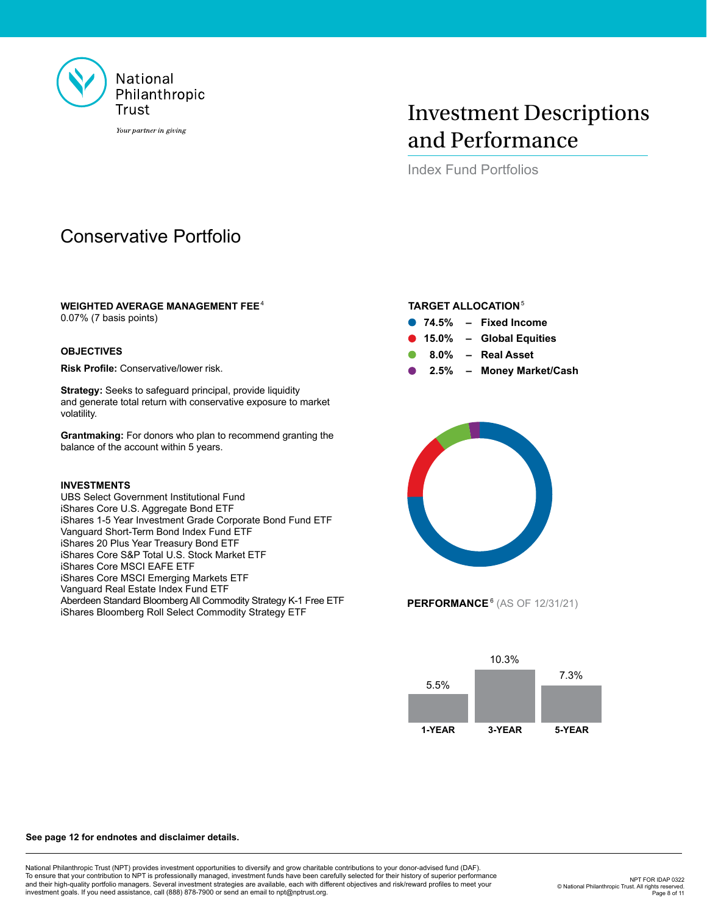National Philanthropic Trust

*Your partner in giving*

# Investment Descriptions and Performance

Index Fund Portfolios

## Conservative Portfolio

**WEIGHTED AVERAGE MANAGEMENT FEE**[4]
0.07% (7 basis points)

**OBJECTIVES**

**Risk Profile:** Conservative/lower risk.

**Strategy:** Seeks to safeguard principal, provide liquidity and generate total return with conservative exposure to market volatility.

**Grantmaking:** For donors who plan to recommend granting the balance of the account within 5 years.

**INVESTMENTS**

UBS Select Government Institutional Fund
iShares Core U.S. Aggregate Bond ETF
iShares 1-5 Year Investment Grade Corporate Bond Fund ETF
Vanguard Short-Term Bond Index Fund ETF
iShares 20 Plus Year Treasury Bond ETF
iShares Core S&P Total U.S. Stock Market ETF
iShares Core MSCI EAFE ETF
iShares Core MSCI Emerging Markets ETF
Vanguard Real Estate Index Fund ETF
Aberdeen Standard Bloomberg All Commodity Strategy K-1 Free ETF
iShares Bloomberg Roll Select Commodity Strategy ETF

**TARGET ALLOCATION**[5]

- **74.5% – Fixed Income**
- **15.0% – Global Equities**
- **8.0% – Real Asset**
- **2.5% – Money Market/Cash**

**PERFORMANCE**[6] (AS OF 12/31/21)

| 1-YEAR | 3-YEAR | 5-YEAR |
|---|---|---|
| 5.5% | 10.3% | 7.3% |

**See page 12 for endnotes and disclaimer details.**

National Philanthropic Trust (NPT) provides investment opportunities to diversify and grow charitable contributions to your donor-advised fund (DAF). To ensure that your contribution to NPT is professionally managed, investment funds have been carefully selected for their history of superior performance and their high-quality portfolio managers. Several investment strategies are available, each with different objectives and risk/reward profiles to meet your investment goals. If you need assistance, call (888) 878-7900 or send an email to npt@nptrust.org.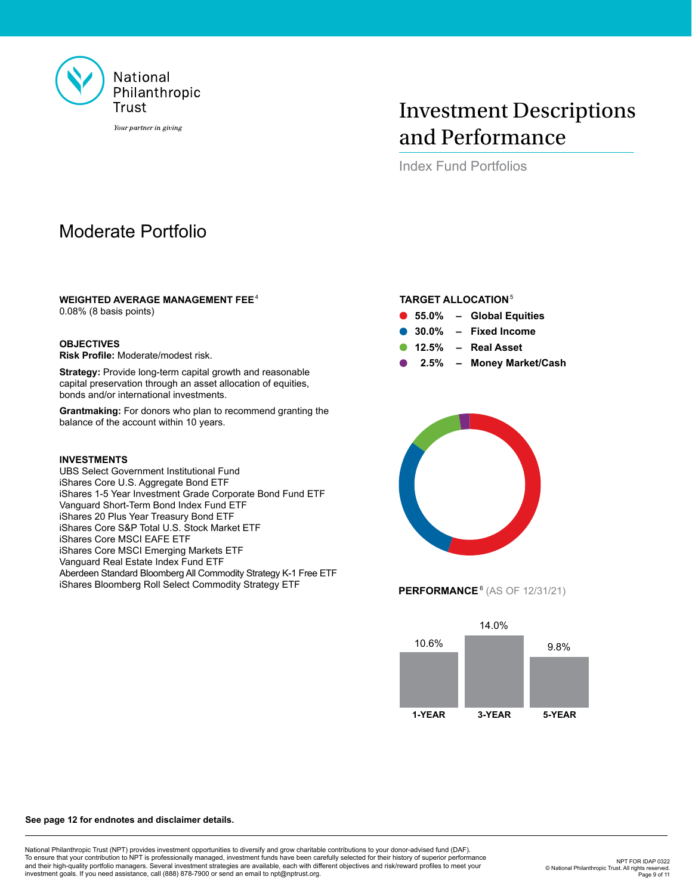National Philanthropic Trust

*Your partner in giving*

# Investment Descriptions and Performance

Index Fund Portfolios

## Moderate Portfolio

**WEIGHTED AVERAGE MANAGEMENT FEE**[4]
0.08% (8 basis points)

**OBJECTIVES**
**Risk Profile:** Moderate/modest risk.

**Strategy:** Provide long-term capital growth and reasonable capital preservation through an asset allocation of equities, bonds and/or international investments.

**Grantmaking:** For donors who plan to recommend granting the balance of the account within 10 years.

**INVESTMENTS**
UBS Select Government Institutional Fund
iShares Core U.S. Aggregate Bond ETF
iShares 1-5 Year Investment Grade Corporate Bond Fund ETF
Vanguard Short-Term Bond Index Fund ETF
iShares 20 Plus Year Treasury Bond ETF
iShares Core S&P Total U.S. Stock Market ETF
iShares Core MSCI EAFE ETF
iShares Core MSCI Emerging Markets ETF
Vanguard Real Estate Index Fund ETF
Aberdeen Standard Bloomberg All Commodity Strategy K-1 Free ETF
iShares Bloomberg Roll Select Commodity Strategy ETF

**TARGET ALLOCATION**[5]

- **55.0% – Global Equities**
- **30.0% – Fixed Income**
- **12.5% – Real Asset**
- **2.5% – Money Market/Cash**

**PERFORMANCE**[6] (AS OF 12/31/21)

| 1-YEAR | 3-YEAR | 5-YEAR |
|---|---|---|
| 10.6% | 14.0% | 9.8% |

**See page 12 for endnotes and disclaimer details.**

National Philanthropic Trust (NPT) provides investment opportunities to diversify and grow charitable contributions to your donor-advised fund (DAF). To ensure that your contribution to NPT is professionally managed, investment funds have been carefully selected for their history of superior performance and their high-quality portfolio managers. Several investment strategies are available, each with different objectives and risk/reward profiles to meet your investment goals. If you need assistance, call (888) 878-7900 or send an email to npt@nptrust.org.

NPT FOR IDAP 0322
© National Philanthropic Trust. All rights reserved.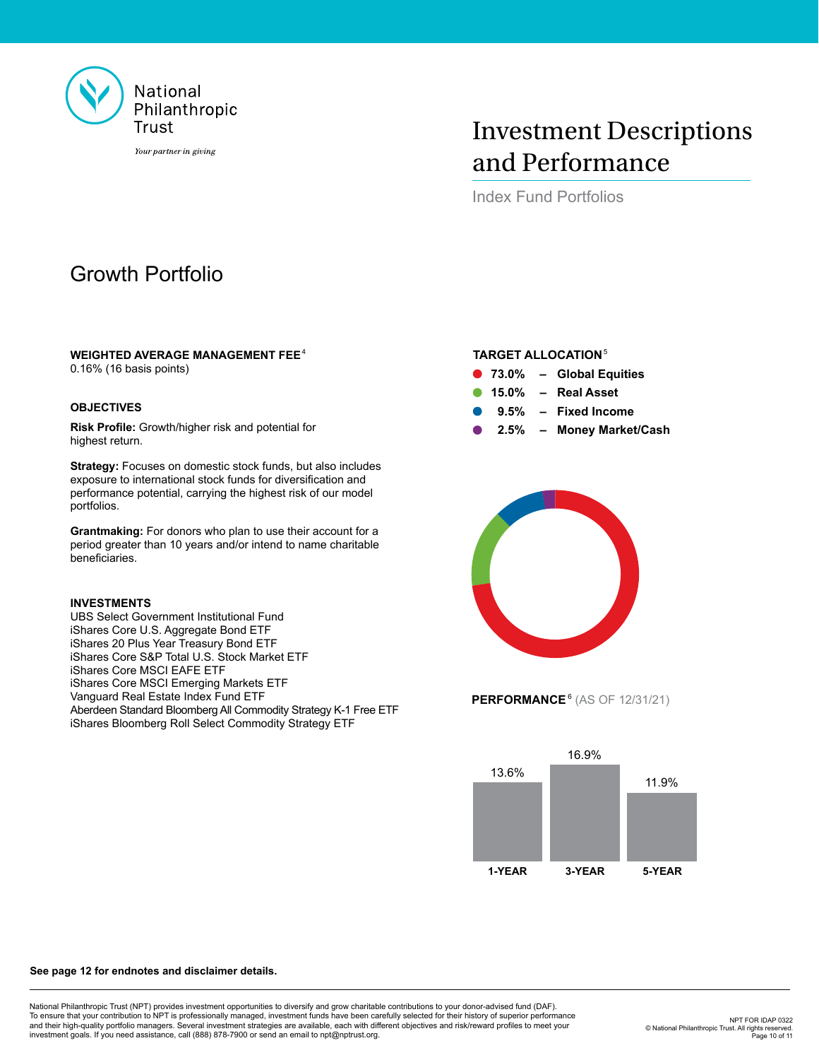National Philanthropic Trust

*Your partner in giving*

# Investment Descriptions and Performance

Index Fund Portfolios

## Growth Portfolio

**WEIGHTED AVERAGE MANAGEMENT FEE**[4]

0.16% (16 basis points)

**OBJECTIVES**

**Risk Profile:** Growth/higher risk and potential for highest return.

**Strategy:** Focuses on domestic stock funds, but also includes exposure to international stock funds for diversification and performance potential, carrying the highest risk of our model portfolios.

**Grantmaking:** For donors who plan to use their account for a period greater than 10 years and/or intend to name charitable beneficiaries.

**INVESTMENTS**

UBS Select Government Institutional Fund
iShares Core U.S. Aggregate Bond ETF
iShares 20 Plus Year Treasury Bond ETF
iShares Core S&P Total U.S. Stock Market ETF
iShares Core MSCI EAFE ETF
iShares Core MSCI Emerging Markets ETF
Vanguard Real Estate Index Fund ETF
Aberdeen Standard Bloomberg All Commodity Strategy K-1 Free ETF
iShares Bloomberg Roll Select Commodity Strategy ETF

**TARGET ALLOCATION**[5]

- **73.0% – Global Equities**
- **15.0% – Real Asset**
- **9.5% – Fixed Income**
- **2.5% – Money Market/Cash**

**PERFORMANCE**[6] (AS OF 12/31/21)

| 1-YEAR | 3-YEAR | 5-YEAR |
|---|---|---|
| 13.6% | 16.9% | 11.9% |

**See page 12 for endnotes and disclaimer details.**

National Philanthropic Trust (NPT) provides investment opportunities to diversify and grow charitable contributions to your donor-advised fund (DAF). To ensure that your contribution to NPT is professionally managed, investment funds have been carefully selected for their history of superior performance and their high-quality portfolio managers. Several investment strategies are available, each with different objectives and risk/reward profiles to meet your investment goals. If you need assistance, call (888) 878-7900 or send an email to npt@nptrust.org.

NPT FOR IDAP 0322
© National Philanthropic Trust. All rights reserved.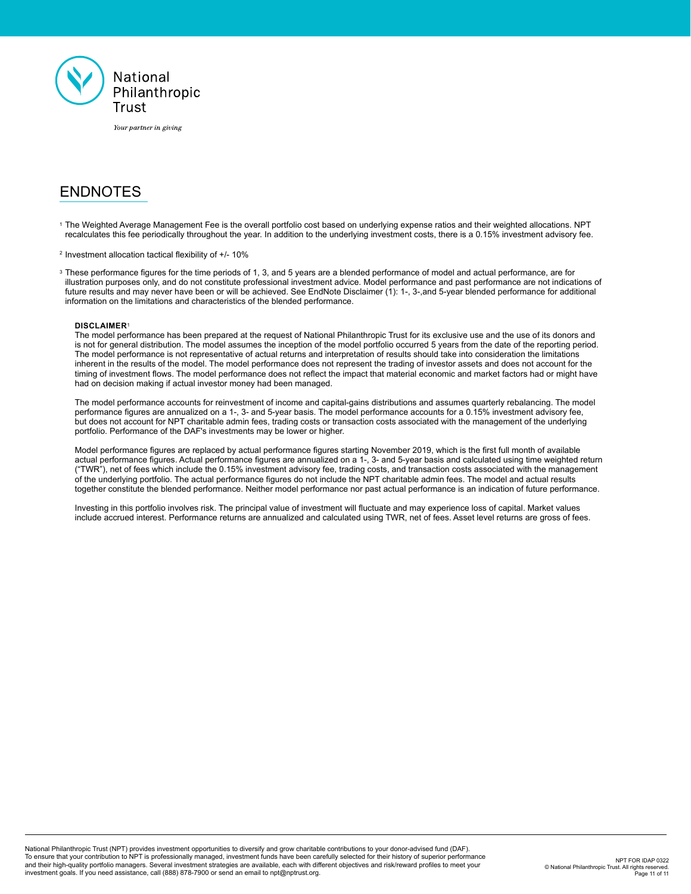National Philanthropic Trust

*Your partner in giving*

# ENDNOTES

[1] The Weighted Average Management Fee is the overall portfolio cost based on underlying expense ratios and their weighted allocations. NPT recalculates this fee periodically throughout the year. In addition to the underlying investment costs, there is a 0.15% investment advisory fee.

[2] Investment allocation tactical flexibility of +/- 10%

[3] These performance figures for the time periods of 1, 3, and 5 years are a blended performance of model and actual performance, are for illustration purposes only, and do not constitute professional investment advice. Model performance and past performance are not indications of future results and may never have been or will be achieved. See EndNote Disclaimer (1): 1-, 3-,and 5-year blended performance for additional information on the limitations and characteristics of the blended performance.

**DISCLAIMER**[1]

The model performance has been prepared at the request of National Philanthropic Trust for its exclusive use and the use of its donors and is not for general distribution. The model assumes the inception of the model portfolio occurred 5 years from the date of the reporting period. The model performance is not representative of actual returns and interpretation of results should take into consideration the limitations inherent in the results of the model. The model performance does not represent the trading of investor assets and does not account for the timing of investment flows. The model performance does not reflect the impact that material economic and market factors had or might have had on decision making if actual investor money had been managed.

The model performance accounts for reinvestment of income and capital-gains distributions and assumes quarterly rebalancing. The model performance figures are annualized on a 1-, 3- and 5-year basis. The model performance accounts for a 0.15% investment advisory fee, but does not account for NPT charitable admin fees, trading costs or transaction costs associated with the management of the underlying portfolio. Performance of the DAF's investments may be lower or higher.

Model performance figures are replaced by actual performance figures starting November 2019, which is the first full month of available actual performance figures. Actual performance figures are annualized on a 1-, 3- and 5-year basis and calculated using time weighted return ("TWR"), net of fees which include the 0.15% investment advisory fee, trading costs, and transaction costs associated with the management of the underlying portfolio. The actual performance figures do not include the NPT charitable admin fees. The model and actual results together constitute the blended performance. Neither model performance nor past actual performance is an indication of future performance.

Investing in this portfolio involves risk. The principal value of investment will fluctuate and may experience loss of capital. Market values include accrued interest. Performance returns are annualized and calculated using TWR, net of fees. Asset level returns are gross of fees.

National Philanthropic Trust (NPT) provides investment opportunities to diversify and grow charitable contributions to your donor-advised fund (DAF). To ensure that your contribution to NPT is professionally managed, investment funds have been carefully selected for their history of superior performance and their high-quality portfolio managers. Several investment strategies are available, each with different objectives and risk/reward profiles to meet your investment goals. If you need assistance, call (888) 878-7900 or send an email to npt@nptrust.org.

NPT FOR IDAP 0322
© National Philanthropic Trust. All rights reserved.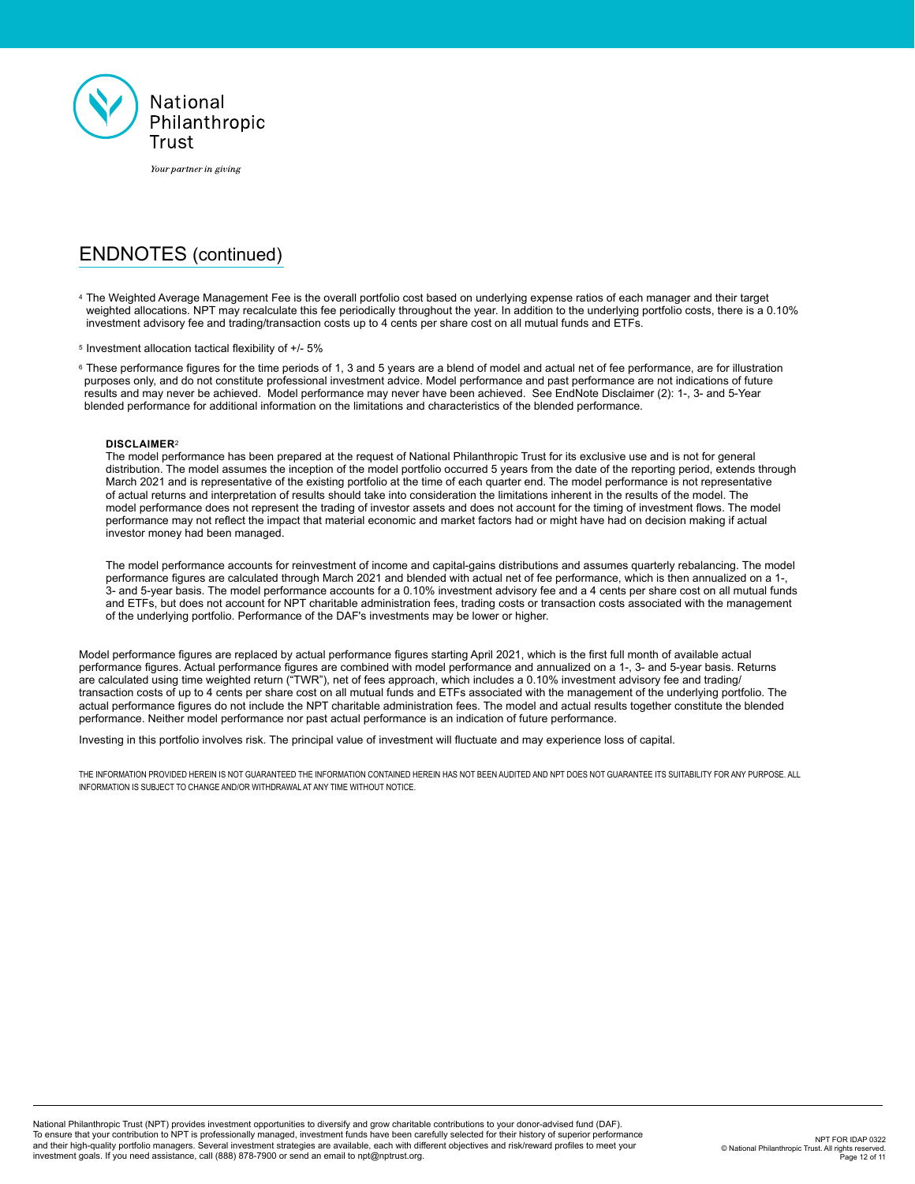National Philanthropic Trust

*Your partner in giving*

# ENDNOTES (continued)

[4] The Weighted Average Management Fee is the overall portfolio cost based on underlying expense ratios of each manager and their target weighted allocations. NPT may recalculate this fee periodically throughout the year. In addition to the underlying portfolio costs, there is a 0.10% investment advisory fee and trading/transaction costs up to 4 cents per share cost on all mutual funds and ETFs.

[5] Investment allocation tactical flexibility of +/- 5%

[6] These performance figures for the time periods of 1, 3 and 5 years are a blend of model and actual net of fee performance, are for illustration purposes only, and do not constitute professional investment advice. Model performance and past performance are not indications of future results and may never be achieved. Model performance may never have been achieved. See EndNote Disclaimer (2): 1-, 3- and 5-Year blended performance for additional information on the limitations and characteristics of the blended performance.

**DISCLAIMER**[2]

The model performance has been prepared at the request of National Philanthropic Trust for its exclusive use and is not for general distribution. The model assumes the inception of the model portfolio occurred 5 years from the date of the reporting period, extends through March 2021 and is representative of the existing portfolio at the time of each quarter end. The model performance is not representative of actual returns and interpretation of results should take into consideration the limitations inherent in the results of the model. The model performance does not represent the trading of investor assets and does not account for the timing of investment flows. The model performance may not reflect the impact that material economic and market factors had or might have had on decision making if actual investor money had been managed.

The model performance accounts for reinvestment of income and capital-gains distributions and assumes quarterly rebalancing. The model performance figures are calculated through March 2021 and blended with actual net of fee performance, which is then annualized on a 1-, 3- and 5-year basis. The model performance accounts for a 0.10% investment advisory fee and a 4 cents per share cost on all mutual funds and ETFs, but does not account for NPT charitable administration fees, trading costs or transaction costs associated with the management of the underlying portfolio. Performance of the DAF's investments may be lower or higher.

Model performance figures are replaced by actual performance figures starting April 2021, which is the first full month of available actual performance figures. Actual performance figures are combined with model performance and annualized on a 1-, 3- and 5-year basis. Returns are calculated using time weighted return ("TWR"), net of fees approach, which includes a 0.10% investment advisory fee and trading/transaction costs of up to 4 cents per share cost on all mutual funds and ETFs associated with the management of the underlying portfolio. The actual performance figures do not include the NPT charitable administration fees. The model and actual results together constitute the blended performance. Neither model performance nor past actual performance is an indication of future performance.

Investing in this portfolio involves risk. The principal value of investment will fluctuate and may experience loss of capital.

THE INFORMATION PROVIDED HEREIN IS NOT GUARANTEED THE INFORMATION CONTAINED HEREIN HAS NOT BEEN AUDITED AND NPT DOES NOT GUARANTEE ITS SUITABILITY FOR ANY PURPOSE. ALL INFORMATION IS SUBJECT TO CHANGE AND/OR WITHDRAWAL AT ANY TIME WITHOUT NOTICE.

National Philanthropic Trust (NPT) provides investment opportunities to diversify and grow charitable contributions to your donor-advised fund (DAF). To ensure that your contribution to NPT is professionally managed, investment funds have been carefully selected for their history of superior performance and their high-quality portfolio managers. Several investment strategies are available, each with different objectives and risk/reward profiles to meet your investment goals. If you need assistance, call (888) 878-7900 or send an email to npt@nptrust.org.

NPT FOR IDAP 0322
© National Philanthropic Trust. All rights reserved.